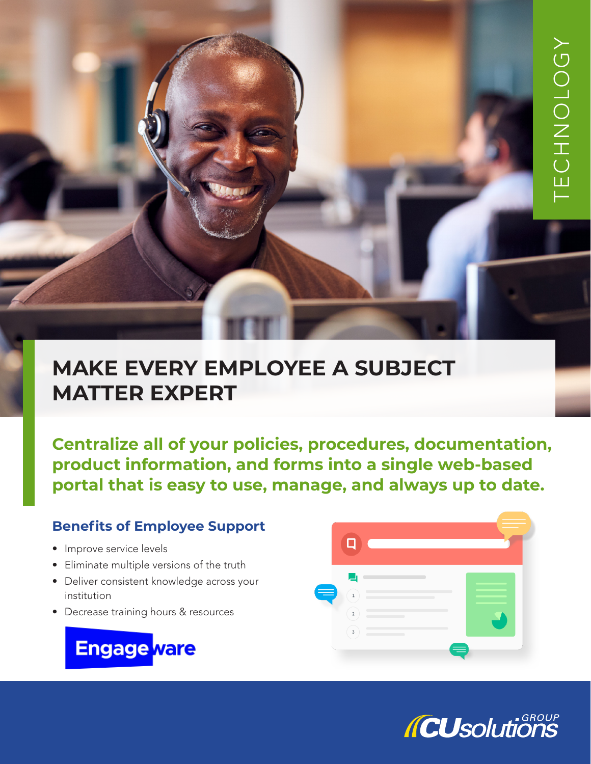TECHNOLOGY

# MAKE EVERY EMPLOYEE A SUBJECT MATTER EXPERT

**Centralize all of your policies, procedures, documentation, product information, and forms into a single web-based portal that is easy to use, manage, and always up to date.**

## Benefits of Employee Support

- Improve service levels
- Eliminate multiple versions of the truth
- Deliver consistent knowledge across your institution
- Decrease training hours & resources

Engageware

CUsolutions GROUP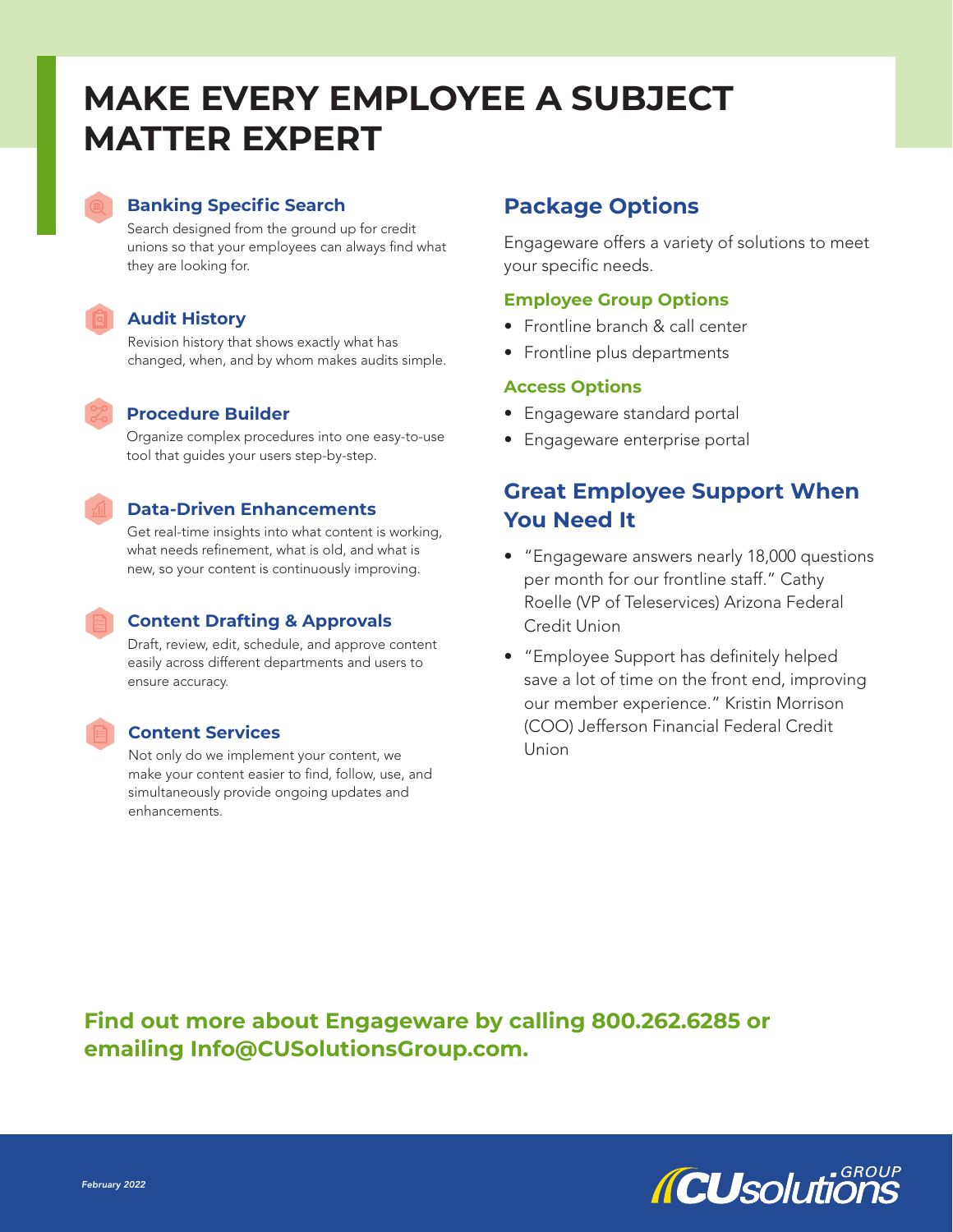# MAKE EVERY EMPLOYEE A SUBJECT MATTER EXPERT

### Banking Specific Search

Search designed from the ground up for credit unions so that your employees can always find what they are looking for.

### Audit History

Revision history that shows exactly what has changed, when, and by whom makes audits simple.

### Procedure Builder

Organize complex procedures into one easy-to-use tool that guides your users step-by-step.

### Data-Driven Enhancements

Get real-time insights into what content is working, what needs refinement, what is old, and what is new, so your content is continuously improving.

### Content Drafting & Approvals

Draft, review, edit, schedule, and approve content easily across different departments and users to ensure accuracy.

### Content Services

Not only do we implement your content, we make your content easier to find, follow, use, and simultaneously provide ongoing updates and enhancements.

## Package Options

Engageware offers a variety of solutions to meet your specific needs.

### Employee Group Options

- Frontline branch & call center
- Frontline plus departments

### Access Options

- Engageware standard portal
- Engageware enterprise portal

## Great Employee Support When You Need It

- "Engageware answers nearly 18,000 questions per month for our frontline staff." Cathy Roelle (VP of Teleservices) Arizona Federal Credit Union
- "Employee Support has definitely helped save a lot of time on the front end, improving our member experience." Kristin Morrison (COO) Jefferson Financial Federal Credit Union

**Find out more about Engageware by calling 800.262.6285 or emailing Info@CUSolutionsGroup.com.**

*February 2022*

CUsolutions GROUP